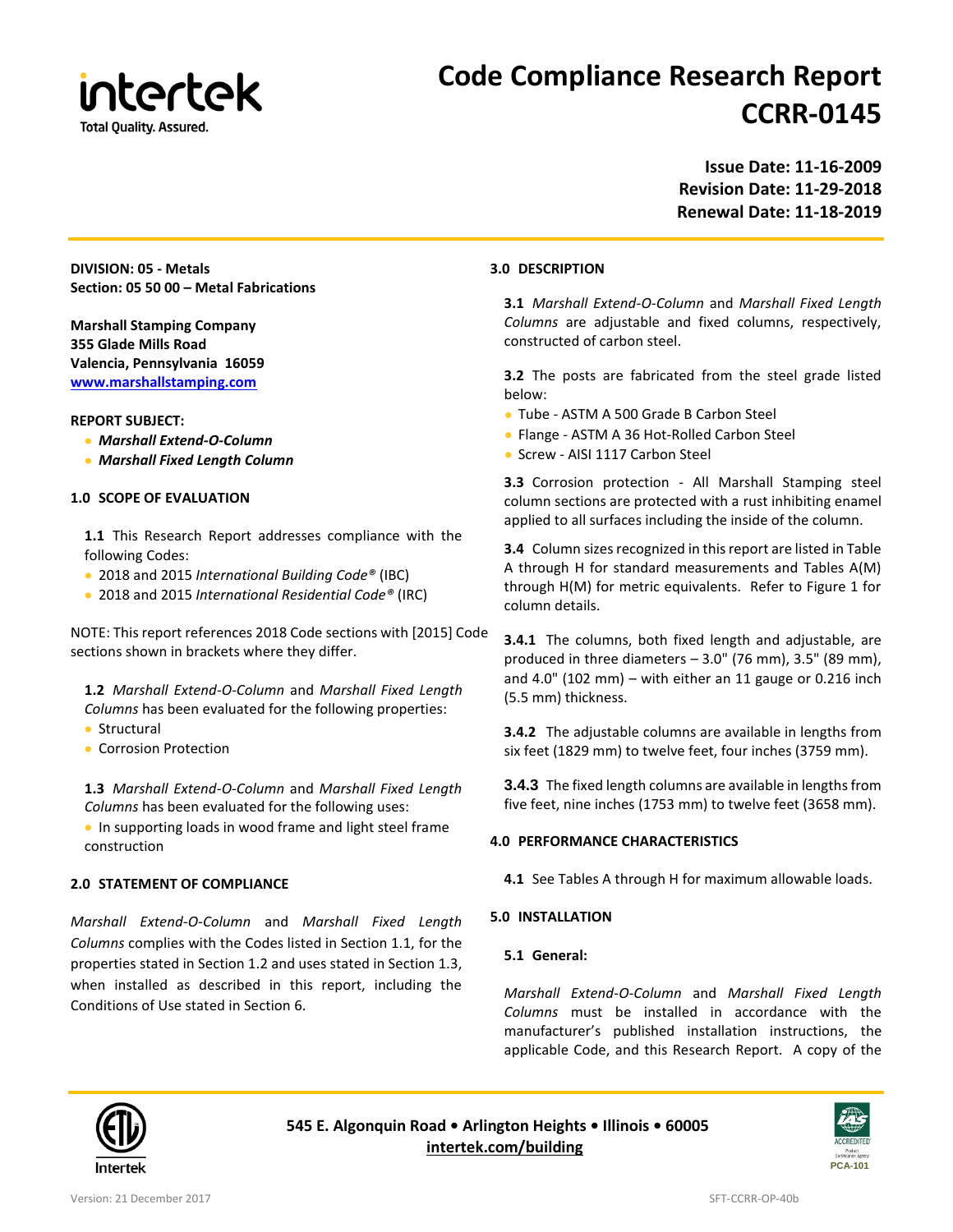# Code Compliance Research Report CCRR-0145

**Issue Date: 11-16-2009**
**Revision Date: 11-29-2018**
**Renewal Date: 11-18-2019**

**DIVISION: 05 - Metals**
**Section: 05 50 00 – Metal Fabrications**

**Marshall Stamping Company**
**355 Glade Mills Road**
**Valencia, Pennsylvania 16059**
**www.marshallstamping.com**

**REPORT SUBJECT:**

- ***Marshall Extend-O-Column***
- ***Marshall Fixed Length Column***

## 1.0 SCOPE OF EVALUATION

**1.1** This Research Report addresses compliance with the following Codes:

- 2018 and 2015 *International Building Code®* (IBC)
- 2018 and 2015 *International Residential Code®* (IRC)

NOTE: This report references 2018 Code sections with [2015] Code sections shown in brackets where they differ.

**1.2** *Marshall Extend-O-Column* and *Marshall Fixed Length Columns* has been evaluated for the following properties:

- Structural
- Corrosion Protection

**1.3** *Marshall Extend-O-Column* and *Marshall Fixed Length Columns* has been evaluated for the following uses:

- In supporting loads in wood frame and light steel frame construction

## 2.0 STATEMENT OF COMPLIANCE

*Marshall Extend-O-Column* and *Marshall Fixed Length Columns* complies with the Codes listed in Section 1.1, for the properties stated in Section 1.2 and uses stated in Section 1.3, when installed as described in this report, including the Conditions of Use stated in Section 6.

## 3.0 DESCRIPTION

**3.1** *Marshall Extend-O-Column* and *Marshall Fixed Length Columns* are adjustable and fixed columns, respectively, constructed of carbon steel.

**3.2** The posts are fabricated from the steel grade listed below:

- Tube - ASTM A 500 Grade B Carbon Steel
- Flange - ASTM A 36 Hot-Rolled Carbon Steel
- Screw - AISI 1117 Carbon Steel

**3.3** Corrosion protection - All Marshall Stamping steel column sections are protected with a rust inhibiting enamel applied to all surfaces including the inside of the column.

**3.4** Column sizes recognized in this report are listed in Table A through H for standard measurements and Tables A(M) through H(M) for metric equivalents. Refer to Figure 1 for column details.

**3.4.1** The columns, both fixed length and adjustable, are produced in three diameters – 3.0" (76 mm), 3.5" (89 mm), and 4.0" (102 mm) – with either an 11 gauge or 0.216 inch (5.5 mm) thickness.

**3.4.2** The adjustable columns are available in lengths from six feet (1829 mm) to twelve feet, four inches (3759 mm).

**3.4.3** The fixed length columns are available in lengths from five feet, nine inches (1753 mm) to twelve feet (3658 mm).

## 4.0 PERFORMANCE CHARACTERISTICS

**4.1** See Tables A through H for maximum allowable loads.

## 5.0 INSTALLATION

### 5.1 General:

*Marshall Extend-O-Column* and *Marshall Fixed Length Columns* must be installed in accordance with the manufacturer's published installation instructions, the applicable Code, and this Research Report. A copy of the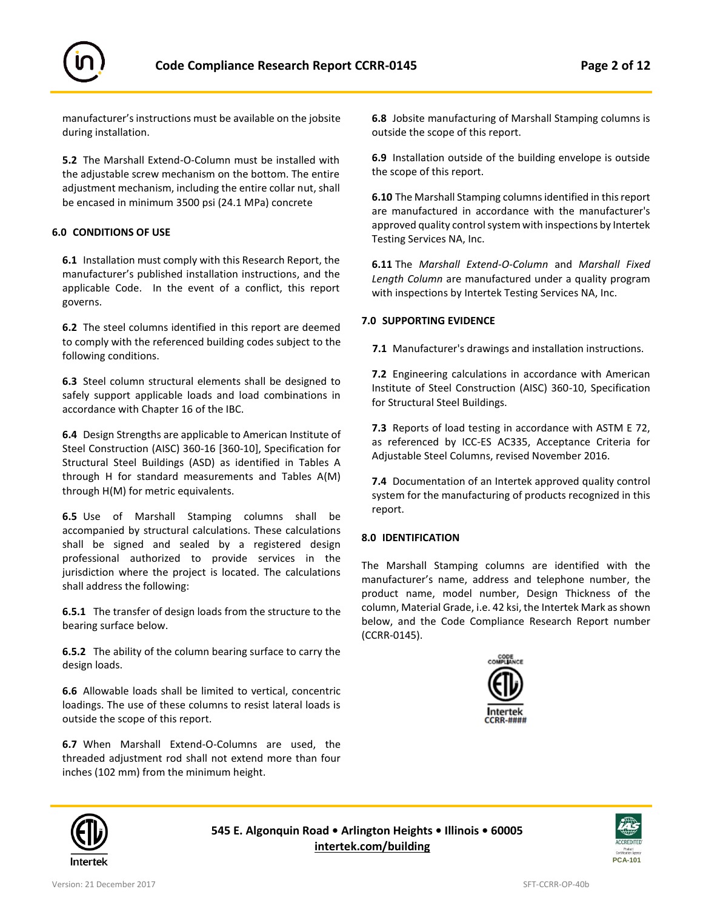manufacturer's instructions must be available on the jobsite during installation.

**5.2** The Marshall Extend-O-Column must be installed with the adjustable screw mechanism on the bottom. The entire adjustment mechanism, including the entire collar nut, shall be encased in minimum 3500 psi (24.1 MPa) concrete

## 6.0 CONDITIONS OF USE

**6.1** Installation must comply with this Research Report, the manufacturer's published installation instructions, and the applicable Code. In the event of a conflict, this report governs.

**6.2** The steel columns identified in this report are deemed to comply with the referenced building codes subject to the following conditions.

**6.3** Steel column structural elements shall be designed to safely support applicable loads and load combinations in accordance with Chapter 16 of the IBC.

**6.4** Design Strengths are applicable to American Institute of Steel Construction (AISC) 360-16 [360-10], Specification for Structural Steel Buildings (ASD) as identified in Tables A through H for standard measurements and Tables A(M) through H(M) for metric equivalents.

**6.5** Use of Marshall Stamping columns shall be accompanied by structural calculations. These calculations shall be signed and sealed by a registered design professional authorized to provide services in the jurisdiction where the project is located. The calculations shall address the following:

**6.5.1** The transfer of design loads from the structure to the bearing surface below.

**6.5.2** The ability of the column bearing surface to carry the design loads.

**6.6** Allowable loads shall be limited to vertical, concentric loadings. The use of these columns to resist lateral loads is outside the scope of this report.

**6.7** When Marshall Extend-O-Columns are used, the threaded adjustment rod shall not extend more than four inches (102 mm) from the minimum height.

**6.8** Jobsite manufacturing of Marshall Stamping columns is outside the scope of this report.

**6.9** Installation outside of the building envelope is outside the scope of this report.

**6.10** The Marshall Stamping columns identified in this report are manufactured in accordance with the manufacturer's approved quality control system with inspections by Intertek Testing Services NA, Inc.

**6.11** The *Marshall Extend-O-Column* and *Marshall Fixed Length Column* are manufactured under a quality program with inspections by Intertek Testing Services NA, Inc.

## 7.0 SUPPORTING EVIDENCE

**7.1** Manufacturer's drawings and installation instructions.

**7.2** Engineering calculations in accordance with American Institute of Steel Construction (AISC) 360-10, Specification for Structural Steel Buildings.

**7.3** Reports of load testing in accordance with ASTM E 72, as referenced by ICC-ES AC335, Acceptance Criteria for Adjustable Steel Columns, revised November 2016.

**7.4** Documentation of an Intertek approved quality control system for the manufacturing of products recognized in this report.

## 8.0 IDENTIFICATION

The Marshall Stamping columns are identified with the manufacturer's name, address and telephone number, the product name, model number, Design Thickness of the column, Material Grade, i.e. 42 ksi, the Intertek Mark as shown below, and the Code Compliance Research Report number (CCRR-0145).

CODE COMPLIANCE
Intertek
CCRR-####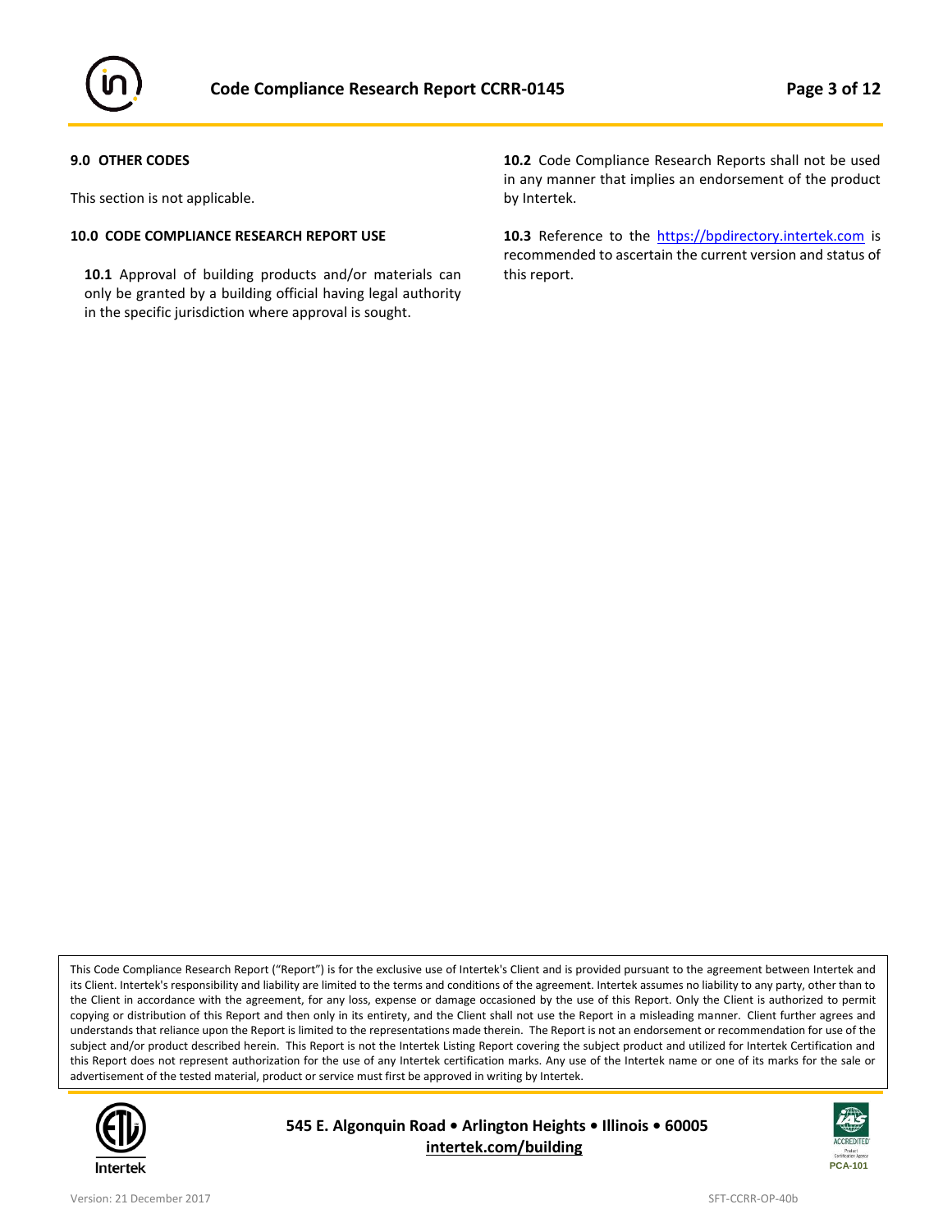## 9.0 OTHER CODES

This section is not applicable.

## 10.0 CODE COMPLIANCE RESEARCH REPORT USE

**10.1** Approval of building products and/or materials can only be granted by a building official having legal authority in the specific jurisdiction where approval is sought.

**10.2** Code Compliance Research Reports shall not be used in any manner that implies an endorsement of the product by Intertek.

**10.3** Reference to the https://bpdirectory.intertek.com is recommended to ascertain the current version and status of this report.

This Code Compliance Research Report ("Report") is for the exclusive use of Intertek's Client and is provided pursuant to the agreement between Intertek and its Client. Intertek's responsibility and liability are limited to the terms and conditions of the agreement. Intertek assumes no liability to any party, other than to the Client in accordance with the agreement, for any loss, expense or damage occasioned by the use of this Report. Only the Client is authorized to permit copying or distribution of this Report and then only in its entirety, and the Client shall not use the Report in a misleading manner. Client further agrees and understands that reliance upon the Report is limited to the representations made therein. The Report is not an endorsement or recommendation for use of the subject and/or product described herein. This Report is not the Intertek Listing Report covering the subject product and utilized for Intertek Certification and this Report does not represent authorization for the use of any Intertek certification marks. Any use of the Intertek name or one of its marks for the sale or advertisement of the tested material, product or service must first be approved in writing by Intertek.

**545 E. Algonquin Road • Arlington Heights • Illinois • 60005**
**intertek.com/building**

Version: 21 December 2017

SFT-CCRR-OP-40b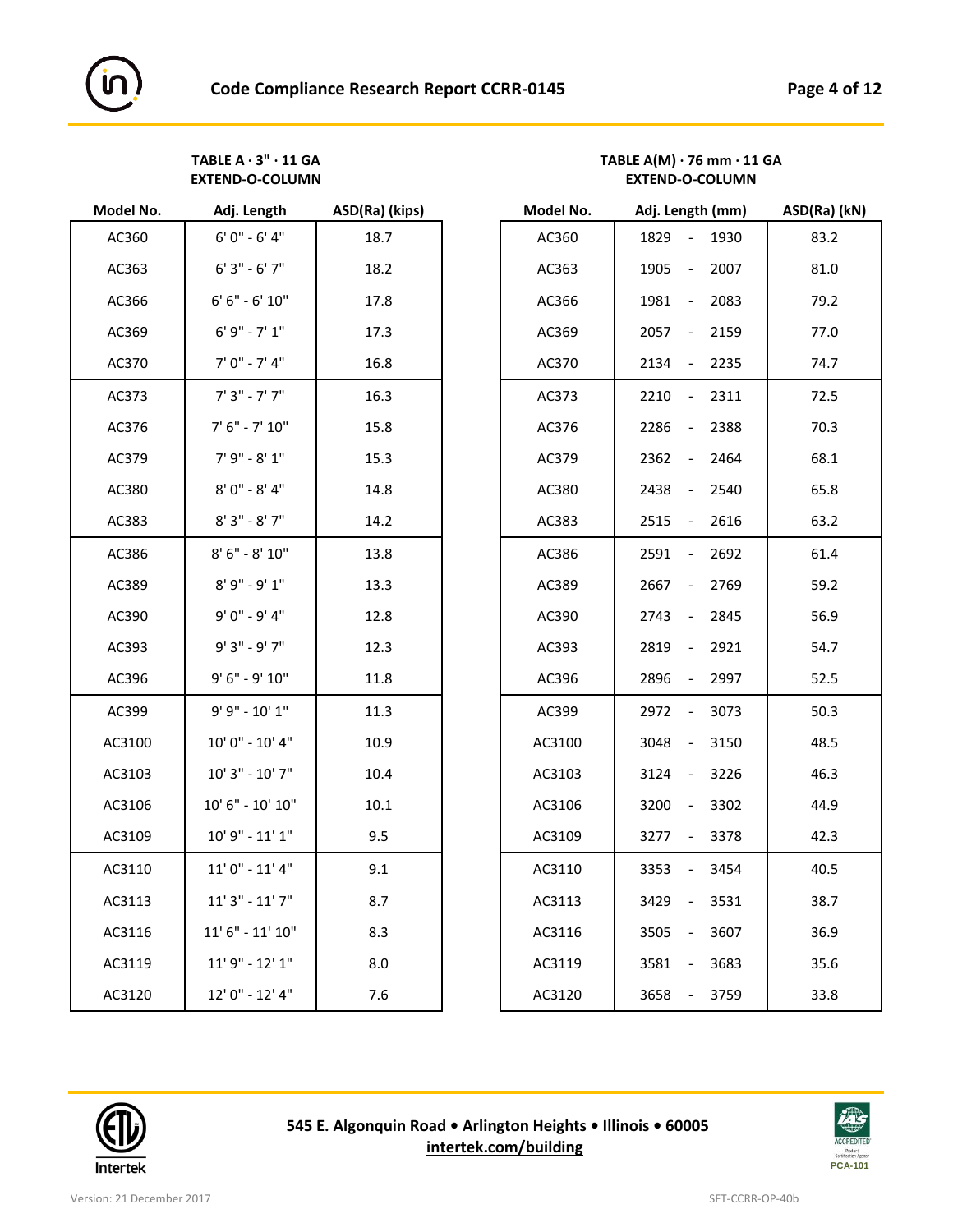**TABLE A · 3" · 11 GA**
**EXTEND-O-COLUMN**

| Model No. | Adj. Length | ASD(Ra) (kips) |
|---|---|---|
| AC360 | 6' 0" - 6' 4" | 18.7 |
| AC363 | 6' 3" - 6' 7" | 18.2 |
| AC366 | 6' 6" - 6' 10" | 17.8 |
| AC369 | 6' 9" - 7' 1" | 17.3 |
| AC370 | 7' 0" - 7' 4" | 16.8 |
| AC373 | 7' 3" - 7' 7" | 16.3 |
| AC376 | 7' 6" - 7' 10" | 15.8 |
| AC379 | 7' 9" - 8' 1" | 15.3 |
| AC380 | 8' 0" - 8' 4" | 14.8 |
| AC383 | 8' 3" - 8' 7" | 14.2 |
| AC386 | 8' 6" - 8' 10" | 13.8 |
| AC389 | 8' 9" - 9' 1" | 13.3 |
| AC390 | 9' 0" - 9' 4" | 12.8 |
| AC393 | 9' 3" - 9' 7" | 12.3 |
| AC396 | 9' 6" - 9' 10" | 11.8 |
| AC399 | 9' 9" - 10' 1" | 11.3 |
| AC3100 | 10' 0" - 10' 4" | 10.9 |
| AC3103 | 10' 3" - 10' 7" | 10.4 |
| AC3106 | 10' 6" - 10' 10" | 10.1 |
| AC3109 | 10' 9" - 11' 1" | 9.5 |
| AC3110 | 11' 0" - 11' 4" | 9.1 |
| AC3113 | 11' 3" - 11' 7" | 8.7 |
| AC3116 | 11' 6" - 11' 10" | 8.3 |
| AC3119 | 11' 9" - 12' 1" | 8.0 |
| AC3120 | 12' 0" - 12' 4" | 7.6 |

**TABLE A(M) · 76 mm · 11 GA**
**EXTEND-O-COLUMN**

| Model No. | Adj. Length (mm) | ASD(Ra) (kN) |
|---|---|---|
| AC360 | 1829 - 1930 | 83.2 |
| AC363 | 1905 - 2007 | 81.0 |
| AC366 | 1981 - 2083 | 79.2 |
| AC369 | 2057 - 2159 | 77.0 |
| AC370 | 2134 - 2235 | 74.7 |
| AC373 | 2210 - 2311 | 72.5 |
| AC376 | 2286 - 2388 | 70.3 |
| AC379 | 2362 - 2464 | 68.1 |
| AC380 | 2438 - 2540 | 65.8 |
| AC383 | 2515 - 2616 | 63.2 |
| AC386 | 2591 - 2692 | 61.4 |
| AC389 | 2667 - 2769 | 59.2 |
| AC390 | 2743 - 2845 | 56.9 |
| AC393 | 2819 - 2921 | 54.7 |
| AC396 | 2896 - 2997 | 52.5 |
| AC399 | 2972 - 3073 | 50.3 |
| AC3100 | 3048 - 3150 | 48.5 |
| AC3103 | 3124 - 3226 | 46.3 |
| AC3106 | 3200 - 3302 | 44.9 |
| AC3109 | 3277 - 3378 | 42.3 |
| AC3110 | 3353 - 3454 | 40.5 |
| AC3113 | 3429 - 3531 | 38.7 |
| AC3116 | 3505 - 3607 | 36.9 |
| AC3119 | 3581 - 3683 | 35.6 |
| AC3120 | 3658 - 3759 | 33.8 |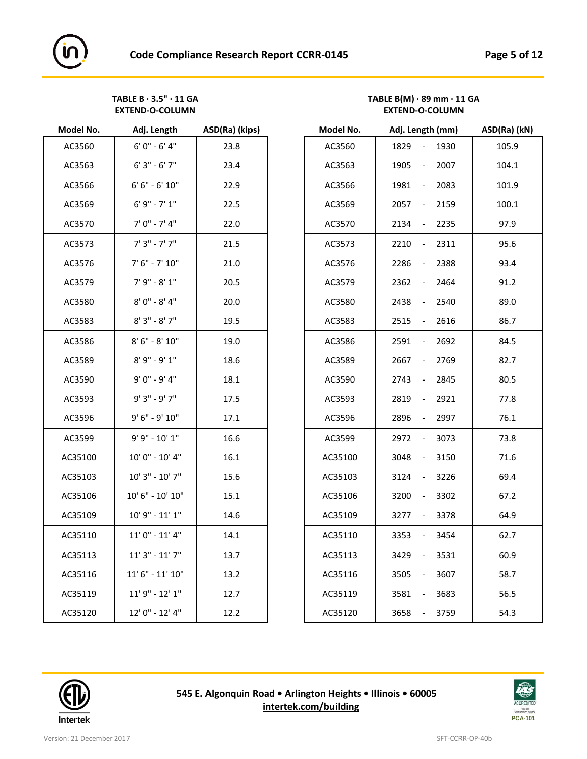**TABLE B · 3.5" · 11 GA**
**EXTEND-O-COLUMN**

| Model No. | Adj. Length | ASD(Ra) (kips) |
|---|---|---|
| AC3560 | 6' 0" - 6' 4" | 23.8 |
| AC3563 | 6' 3" - 6' 7" | 23.4 |
| AC3566 | 6' 6" - 6' 10" | 22.9 |
| AC3569 | 6' 9" - 7' 1" | 22.5 |
| AC3570 | 7' 0" - 7' 4" | 22.0 |
| AC3573 | 7' 3" - 7' 7" | 21.5 |
| AC3576 | 7' 6" - 7' 10" | 21.0 |
| AC3579 | 7' 9" - 8' 1" | 20.5 |
| AC3580 | 8' 0" - 8' 4" | 20.0 |
| AC3583 | 8' 3" - 8' 7" | 19.5 |
| AC3586 | 8' 6" - 8' 10" | 19.0 |
| AC3589 | 8' 9" - 9' 1" | 18.6 |
| AC3590 | 9' 0" - 9' 4" | 18.1 |
| AC3593 | 9' 3" - 9' 7" | 17.5 |
| AC3596 | 9' 6" - 9' 10" | 17.1 |
| AC3599 | 9' 9" - 10' 1" | 16.6 |
| AC35100 | 10' 0" - 10' 4" | 16.1 |
| AC35103 | 10' 3" - 10' 7" | 15.6 |
| AC35106 | 10' 6" - 10' 10" | 15.1 |
| AC35109 | 10' 9" - 11' 1" | 14.6 |
| AC35110 | 11' 0" - 11' 4" | 14.1 |
| AC35113 | 11' 3" - 11' 7" | 13.7 |
| AC35116 | 11' 6" - 11' 10" | 13.2 |
| AC35119 | 11' 9" - 12' 1" | 12.7 |
| AC35120 | 12' 0" - 12' 4" | 12.2 |

**TABLE B(M) · 89 mm · 11 GA**
**EXTEND-O-COLUMN**

| Model No. | Adj. Length (mm) | ASD(Ra) (kN) |
|---|---|---|
| AC3560 | 1829 - 1930 | 105.9 |
| AC3563 | 1905 - 2007 | 104.1 |
| AC3566 | 1981 - 2083 | 101.9 |
| AC3569 | 2057 - 2159 | 100.1 |
| AC3570 | 2134 - 2235 | 97.9 |
| AC3573 | 2210 - 2311 | 95.6 |
| AC3576 | 2286 - 2388 | 93.4 |
| AC3579 | 2362 - 2464 | 91.2 |
| AC3580 | 2438 - 2540 | 89.0 |
| AC3583 | 2515 - 2616 | 86.7 |
| AC3586 | 2591 - 2692 | 84.5 |
| AC3589 | 2667 - 2769 | 82.7 |
| AC3590 | 2743 - 2845 | 80.5 |
| AC3593 | 2819 - 2921 | 77.8 |
| AC3596 | 2896 - 2997 | 76.1 |
| AC3599 | 2972 - 3073 | 73.8 |
| AC35100 | 3048 - 3150 | 71.6 |
| AC35103 | 3124 - 3226 | 69.4 |
| AC35106 | 3200 - 3302 | 67.2 |
| AC35109 | 3277 - 3378 | 64.9 |
| AC35110 | 3353 - 3454 | 62.7 |
| AC35113 | 3429 - 3531 | 60.9 |
| AC35116 | 3505 - 3607 | 58.7 |
| AC35119 | 3581 - 3683 | 56.5 |
| AC35120 | 3658 - 3759 | 54.3 |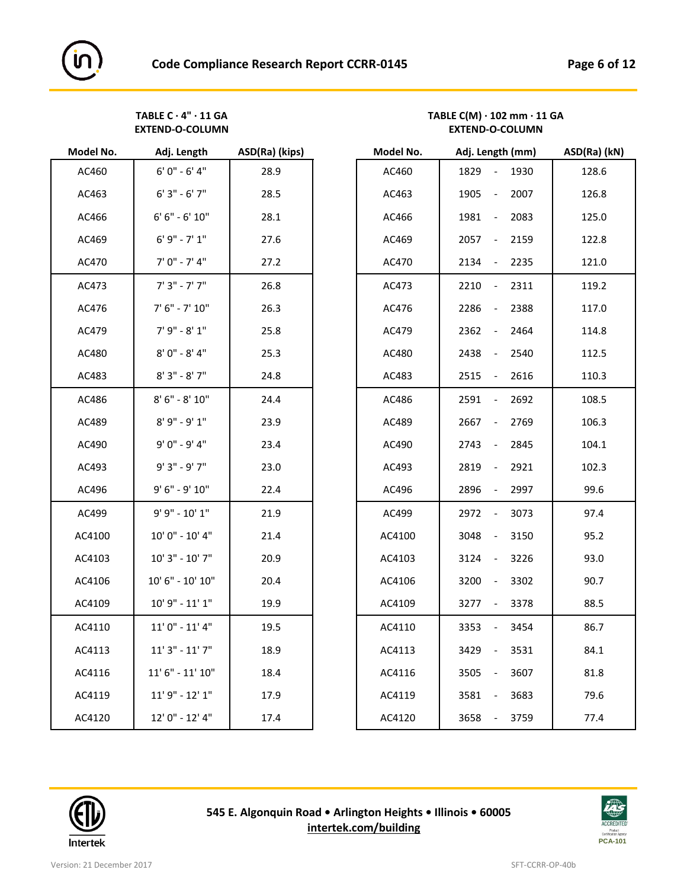**TABLE C · 4" · 11 GA**
**EXTEND-O-COLUMN**

| Model No. | Adj. Length | ASD(Ra) (kips) |
|---|---|---|
| AC460 | 6' 0" - 6' 4" | 28.9 |
| AC463 | 6' 3" - 6' 7" | 28.5 |
| AC466 | 6' 6" - 6' 10" | 28.1 |
| AC469 | 6' 9" - 7' 1" | 27.6 |
| AC470 | 7' 0" - 7' 4" | 27.2 |
| AC473 | 7' 3" - 7' 7" | 26.8 |
| AC476 | 7' 6" - 7' 10" | 26.3 |
| AC479 | 7' 9" - 8' 1" | 25.8 |
| AC480 | 8' 0" - 8' 4" | 25.3 |
| AC483 | 8' 3" - 8' 7" | 24.8 |
| AC486 | 8' 6" - 8' 10" | 24.4 |
| AC489 | 8' 9" - 9' 1" | 23.9 |
| AC490 | 9' 0" - 9' 4" | 23.4 |
| AC493 | 9' 3" - 9' 7" | 23.0 |
| AC496 | 9' 6" - 9' 10" | 22.4 |
| AC499 | 9' 9" - 10' 1" | 21.9 |
| AC4100 | 10' 0" - 10' 4" | 21.4 |
| AC4103 | 10' 3" - 10' 7" | 20.9 |
| AC4106 | 10' 6" - 10' 10" | 20.4 |
| AC4109 | 10' 9" - 11' 1" | 19.9 |
| AC4110 | 11' 0" - 11' 4" | 19.5 |
| AC4113 | 11' 3" - 11' 7" | 18.9 |
| AC4116 | 11' 6" - 11' 10" | 18.4 |
| AC4119 | 11' 9" - 12' 1" | 17.9 |
| AC4120 | 12' 0" - 12' 4" | 17.4 |

**TABLE C(M) · 102 mm · 11 GA**
**EXTEND-O-COLUMN**

| Model No. | Adj. Length (mm) | ASD(Ra) (kN) |
|---|---|---|
| AC460 | 1829 - 1930 | 128.6 |
| AC463 | 1905 - 2007 | 126.8 |
| AC466 | 1981 - 2083 | 125.0 |
| AC469 | 2057 - 2159 | 122.8 |
| AC470 | 2134 - 2235 | 121.0 |
| AC473 | 2210 - 2311 | 119.2 |
| AC476 | 2286 - 2388 | 117.0 |
| AC479 | 2362 - 2464 | 114.8 |
| AC480 | 2438 - 2540 | 112.5 |
| AC483 | 2515 - 2616 | 110.3 |
| AC486 | 2591 - 2692 | 108.5 |
| AC489 | 2667 - 2769 | 106.3 |
| AC490 | 2743 - 2845 | 104.1 |
| AC493 | 2819 - 2921 | 102.3 |
| AC496 | 2896 - 2997 | 99.6 |
| AC499 | 2972 - 3073 | 97.4 |
| AC4100 | 3048 - 3150 | 95.2 |
| AC4103 | 3124 - 3226 | 93.0 |
| AC4106 | 3200 - 3302 | 90.7 |
| AC4109 | 3277 - 3378 | 88.5 |
| AC4110 | 3353 - 3454 | 86.7 |
| AC4113 | 3429 - 3531 | 84.1 |
| AC4116 | 3505 - 3607 | 81.8 |
| AC4119 | 3581 - 3683 | 79.6 |
| AC4120 | 3658 - 3759 | 77.4 |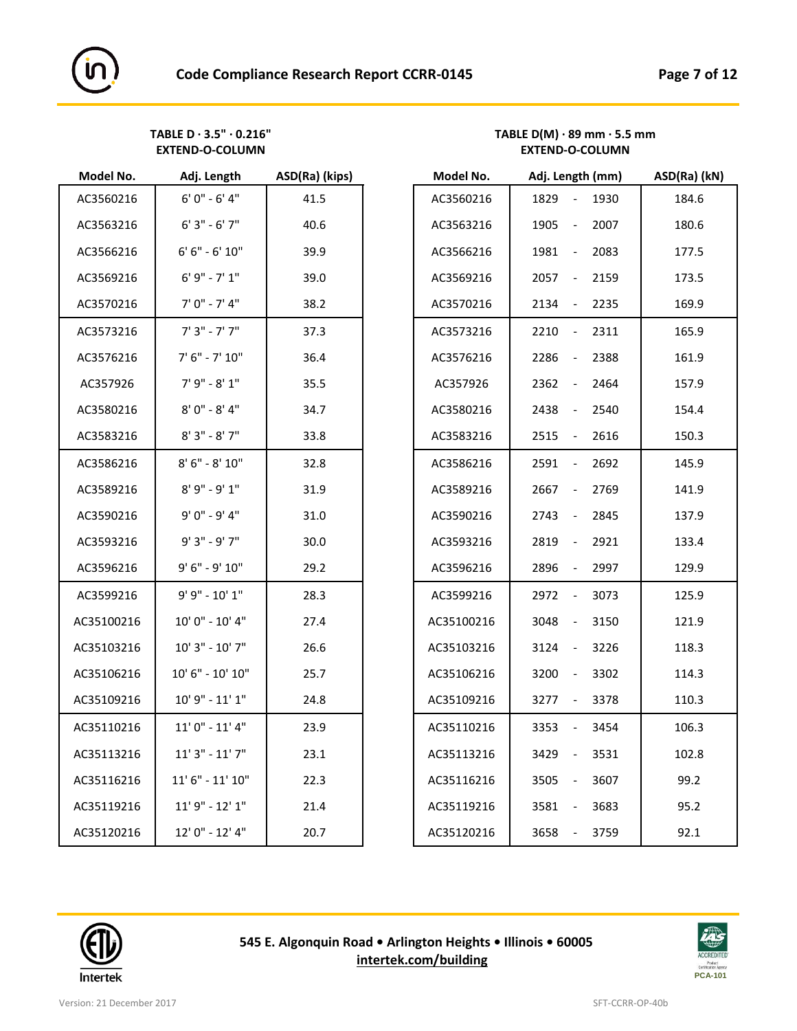**TABLE D · 3.5" · 0.216"**
**EXTEND-O-COLUMN**

| Model No. | Adj. Length | ASD(Ra) (kips) |
|---|---|---|
| AC3560216 | 6' 0" - 6' 4" | 41.5 |
| AC3563216 | 6' 3" - 6' 7" | 40.6 |
| AC3566216 | 6' 6" - 6' 10" | 39.9 |
| AC3569216 | 6' 9" - 7' 1" | 39.0 |
| AC3570216 | 7' 0" - 7' 4" | 38.2 |
| AC3573216 | 7' 3" - 7' 7" | 37.3 |
| AC3576216 | 7' 6" - 7' 10" | 36.4 |
| AC357926 | 7' 9" - 8' 1" | 35.5 |
| AC3580216 | 8' 0" - 8' 4" | 34.7 |
| AC3583216 | 8' 3" - 8' 7" | 33.8 |
| AC3586216 | 8' 6" - 8' 10" | 32.8 |
| AC3589216 | 8' 9" - 9' 1" | 31.9 |
| AC3590216 | 9' 0" - 9' 4" | 31.0 |
| AC3593216 | 9' 3" - 9' 7" | 30.0 |
| AC3596216 | 9' 6" - 9' 10" | 29.2 |
| AC3599216 | 9' 9" - 10' 1" | 28.3 |
| AC35100216 | 10' 0" - 10' 4" | 27.4 |
| AC35103216 | 10' 3" - 10' 7" | 26.6 |
| AC35106216 | 10' 6" - 10' 10" | 25.7 |
| AC35109216 | 10' 9" - 11' 1" | 24.8 |
| AC35110216 | 11' 0" - 11' 4" | 23.9 |
| AC35113216 | 11' 3" - 11' 7" | 23.1 |
| AC35116216 | 11' 6" - 11' 10" | 22.3 |
| AC35119216 | 11' 9" - 12' 1" | 21.4 |
| AC35120216 | 12' 0" - 12' 4" | 20.7 |

**TABLE D(M) · 89 mm · 5.5 mm**
**EXTEND-O-COLUMN**

| Model No. | Adj. Length (mm) | ASD(Ra) (kN) |
|---|---|---|
| AC3560216 | 1829 - 1930 | 184.6 |
| AC3563216 | 1905 - 2007 | 180.6 |
| AC3566216 | 1981 - 2083 | 177.5 |
| AC3569216 | 2057 - 2159 | 173.5 |
| AC3570216 | 2134 - 2235 | 169.9 |
| AC3573216 | 2210 - 2311 | 165.9 |
| AC3576216 | 2286 - 2388 | 161.9 |
| AC357926 | 2362 - 2464 | 157.9 |
| AC3580216 | 2438 - 2540 | 154.4 |
| AC3583216 | 2515 - 2616 | 150.3 |
| AC3586216 | 2591 - 2692 | 145.9 |
| AC3589216 | 2667 - 2769 | 141.9 |
| AC3590216 | 2743 - 2845 | 137.9 |
| AC3593216 | 2819 - 2921 | 133.4 |
| AC3596216 | 2896 - 2997 | 129.9 |
| AC3599216 | 2972 - 3073 | 125.9 |
| AC35100216 | 3048 - 3150 | 121.9 |
| AC35103216 | 3124 - 3226 | 118.3 |
| AC35106216 | 3200 - 3302 | 114.3 |
| AC35109216 | 3277 - 3378 | 110.3 |
| AC35110216 | 3353 - 3454 | 106.3 |
| AC35113216 | 3429 - 3531 | 102.8 |
| AC35116216 | 3505 - 3607 | 99.2 |
| AC35119216 | 3581 - 3683 | 95.2 |
| AC35120216 | 3658 - 3759 | 92.1 |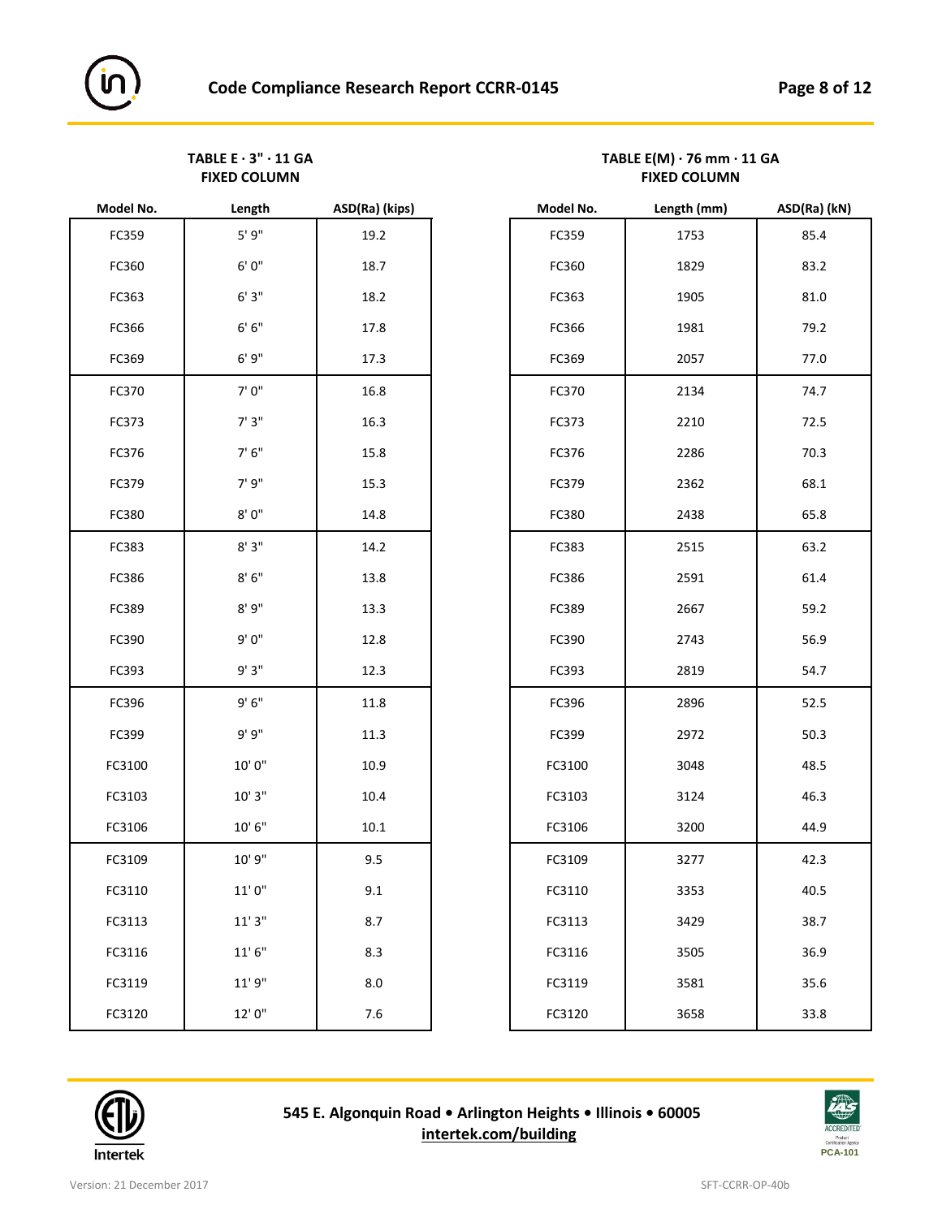**TABLE E · 3" · 11 GA**
**FIXED COLUMN**

| Model No. | Length | ASD(Ra) (kips) |
|---|---|---|
| FC359 | 5' 9" | 19.2 |
| FC360 | 6' 0" | 18.7 |
| FC363 | 6' 3" | 18.2 |
| FC366 | 6' 6" | 17.8 |
| FC369 | 6' 9" | 17.3 |
| FC370 | 7' 0" | 16.8 |
| FC373 | 7' 3" | 16.3 |
| FC376 | 7' 6" | 15.8 |
| FC379 | 7' 9" | 15.3 |
| FC380 | 8' 0" | 14.8 |
| FC383 | 8' 3" | 14.2 |
| FC386 | 8' 6" | 13.8 |
| FC389 | 8' 9" | 13.3 |
| FC390 | 9' 0" | 12.8 |
| FC393 | 9' 3" | 12.3 |
| FC396 | 9' 6" | 11.8 |
| FC399 | 9' 9" | 11.3 |
| FC3100 | 10' 0" | 10.9 |
| FC3103 | 10' 3" | 10.4 |
| FC3106 | 10' 6" | 10.1 |
| FC3109 | 10' 9" | 9.5 |
| FC3110 | 11' 0" | 9.1 |
| FC3113 | 11' 3" | 8.7 |
| FC3116 | 11' 6" | 8.3 |
| FC3119 | 11' 9" | 8.0 |
| FC3120 | 12' 0" | 7.6 |

**TABLE E(M) · 76 mm · 11 GA**
**FIXED COLUMN**

| Model No. | Length (mm) | ASD(Ra) (kN) |
|---|---|---|
| FC359 | 1753 | 85.4 |
| FC360 | 1829 | 83.2 |
| FC363 | 1905 | 81.0 |
| FC366 | 1981 | 79.2 |
| FC369 | 2057 | 77.0 |
| FC370 | 2134 | 74.7 |
| FC373 | 2210 | 72.5 |
| FC376 | 2286 | 70.3 |
| FC379 | 2362 | 68.1 |
| FC380 | 2438 | 65.8 |
| FC383 | 2515 | 63.2 |
| FC386 | 2591 | 61.4 |
| FC389 | 2667 | 59.2 |
| FC390 | 2743 | 56.9 |
| FC393 | 2819 | 54.7 |
| FC396 | 2896 | 52.5 |
| FC399 | 2972 | 50.3 |
| FC3100 | 3048 | 48.5 |
| FC3103 | 3124 | 46.3 |
| FC3106 | 3200 | 44.9 |
| FC3109 | 3277 | 42.3 |
| FC3110 | 3353 | 40.5 |
| FC3113 | 3429 | 38.7 |
| FC3116 | 3505 | 36.9 |
| FC3119 | 3581 | 35.6 |
| FC3120 | 3658 | 33.8 |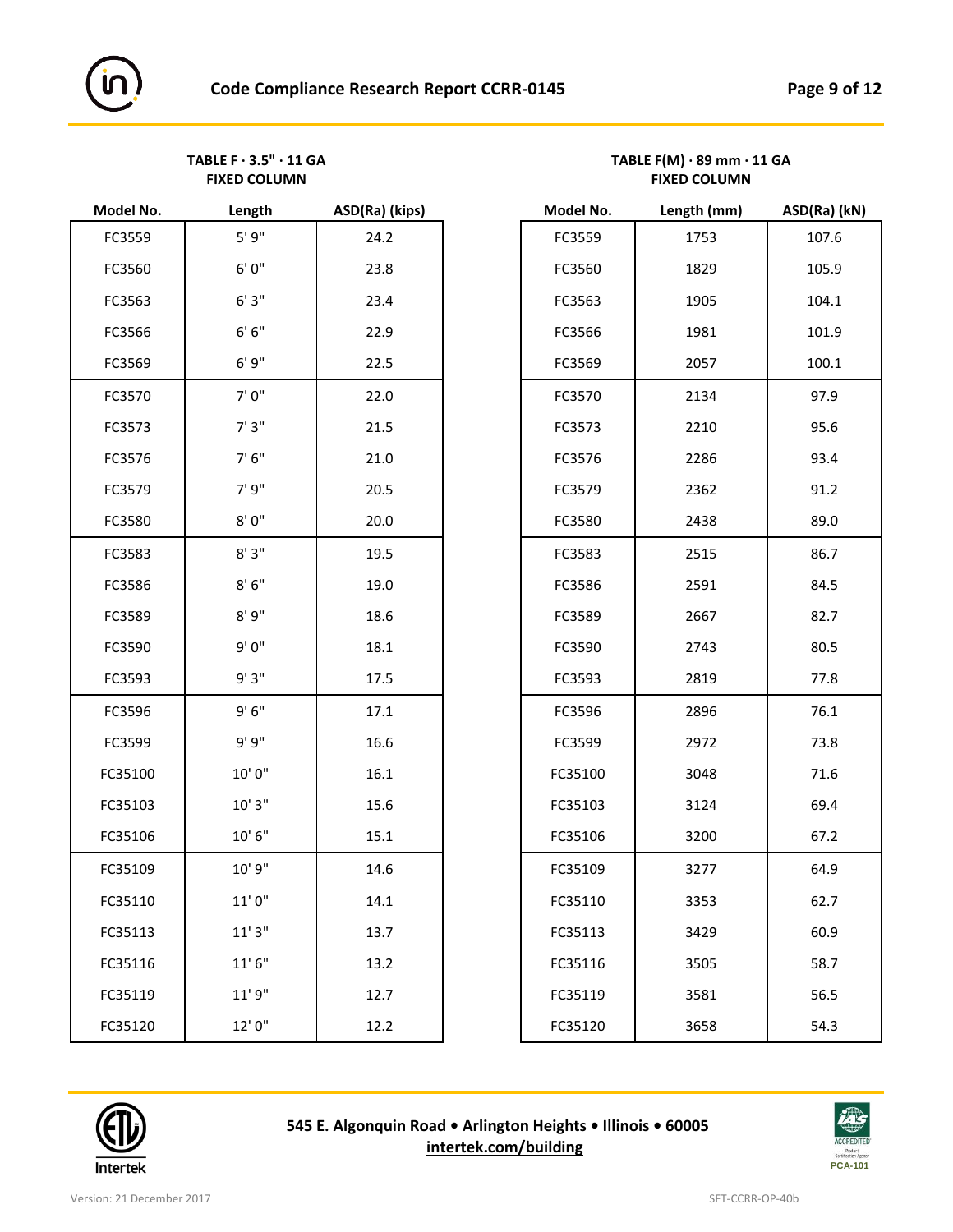**TABLE F · 3.5" · 11 GA**
**FIXED COLUMN**

| Model No. | Length | ASD(Ra) (kips) |
|---|---|---|
| FC3559 | 5' 9" | 24.2 |
| FC3560 | 6' 0" | 23.8 |
| FC3563 | 6' 3" | 23.4 |
| FC3566 | 6' 6" | 22.9 |
| FC3569 | 6' 9" | 22.5 |
| FC3570 | 7' 0" | 22.0 |
| FC3573 | 7' 3" | 21.5 |
| FC3576 | 7' 6" | 21.0 |
| FC3579 | 7' 9" | 20.5 |
| FC3580 | 8' 0" | 20.0 |
| FC3583 | 8' 3" | 19.5 |
| FC3586 | 8' 6" | 19.0 |
| FC3589 | 8' 9" | 18.6 |
| FC3590 | 9' 0" | 18.1 |
| FC3593 | 9' 3" | 17.5 |
| FC3596 | 9' 6" | 17.1 |
| FC3599 | 9' 9" | 16.6 |
| FC35100 | 10' 0" | 16.1 |
| FC35103 | 10' 3" | 15.6 |
| FC35106 | 10' 6" | 15.1 |
| FC35109 | 10' 9" | 14.6 |
| FC35110 | 11' 0" | 14.1 |
| FC35113 | 11' 3" | 13.7 |
| FC35116 | 11' 6" | 13.2 |
| FC35119 | 11' 9" | 12.7 |
| FC35120 | 12' 0" | 12.2 |

**TABLE F(M) · 89 mm · 11 GA**
**FIXED COLUMN**

| Model No. | Length (mm) | ASD(Ra) (kN) |
|---|---|---|
| FC3559 | 1753 | 107.6 |
| FC3560 | 1829 | 105.9 |
| FC3563 | 1905 | 104.1 |
| FC3566 | 1981 | 101.9 |
| FC3569 | 2057 | 100.1 |
| FC3570 | 2134 | 97.9 |
| FC3573 | 2210 | 95.6 |
| FC3576 | 2286 | 93.4 |
| FC3579 | 2362 | 91.2 |
| FC3580 | 2438 | 89.0 |
| FC3583 | 2515 | 86.7 |
| FC3586 | 2591 | 84.5 |
| FC3589 | 2667 | 82.7 |
| FC3590 | 2743 | 80.5 |
| FC3593 | 2819 | 77.8 |
| FC3596 | 2896 | 76.1 |
| FC3599 | 2972 | 73.8 |
| FC35100 | 3048 | 71.6 |
| FC35103 | 3124 | 69.4 |
| FC35106 | 3200 | 67.2 |
| FC35109 | 3277 | 64.9 |
| FC35110 | 3353 | 62.7 |
| FC35113 | 3429 | 60.9 |
| FC35116 | 3505 | 58.7 |
| FC35119 | 3581 | 56.5 |
| FC35120 | 3658 | 54.3 |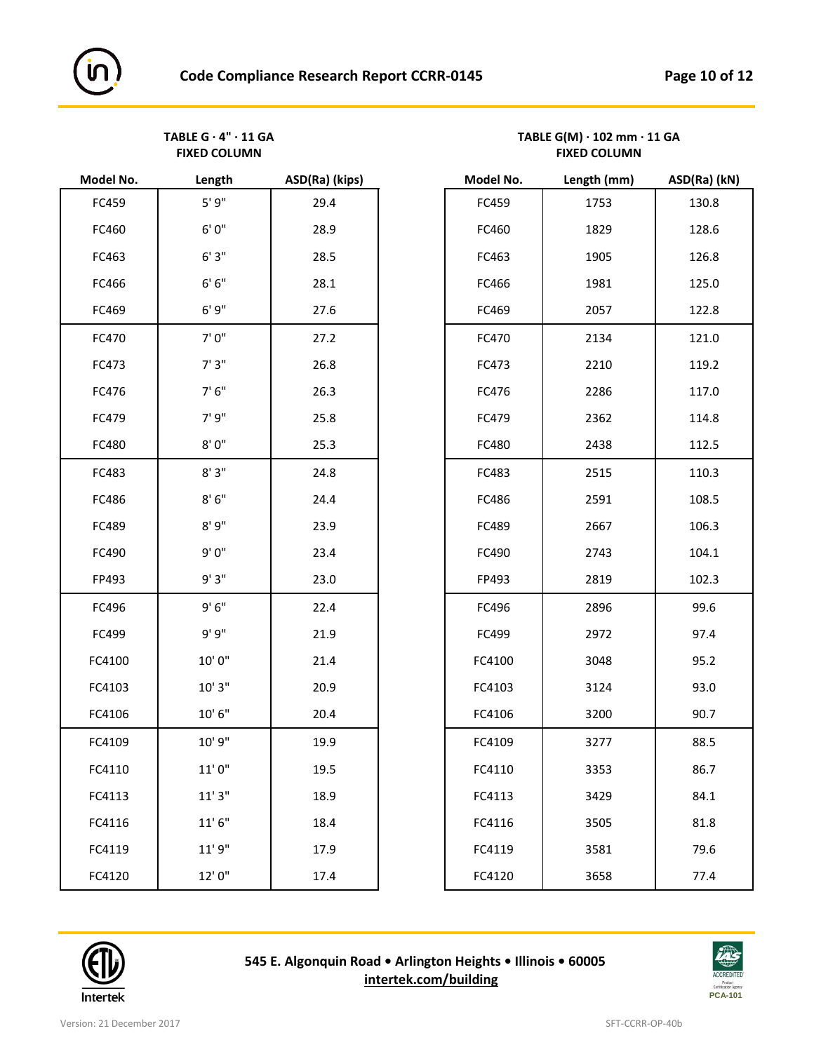**TABLE G · 4" · 11 GA**
**FIXED COLUMN**

| Model No. | Length | ASD(Ra) (kips) |
|---|---|---|
| FC459 | 5' 9" | 29.4 |
| FC460 | 6' 0" | 28.9 |
| FC463 | 6' 3" | 28.5 |
| FC466 | 6' 6" | 28.1 |
| FC469 | 6' 9" | 27.6 |
| FC470 | 7' 0" | 27.2 |
| FC473 | 7' 3" | 26.8 |
| FC476 | 7' 6" | 26.3 |
| FC479 | 7' 9" | 25.8 |
| FC480 | 8' 0" | 25.3 |
| FC483 | 8' 3" | 24.8 |
| FC486 | 8' 6" | 24.4 |
| FC489 | 8' 9" | 23.9 |
| FC490 | 9' 0" | 23.4 |
| FP493 | 9' 3" | 23.0 |
| FC496 | 9' 6" | 22.4 |
| FC499 | 9' 9" | 21.9 |
| FC4100 | 10' 0" | 21.4 |
| FC4103 | 10' 3" | 20.9 |
| FC4106 | 10' 6" | 20.4 |
| FC4109 | 10' 9" | 19.9 |
| FC4110 | 11' 0" | 19.5 |
| FC4113 | 11' 3" | 18.9 |
| FC4116 | 11' 6" | 18.4 |
| FC4119 | 11' 9" | 17.9 |
| FC4120 | 12' 0" | 17.4 |

**TABLE G(M) · 102 mm · 11 GA**
**FIXED COLUMN**

| Model No. | Length (mm) | ASD(Ra) (kN) |
|---|---|---|
| FC459 | 1753 | 130.8 |
| FC460 | 1829 | 128.6 |
| FC463 | 1905 | 126.8 |
| FC466 | 1981 | 125.0 |
| FC469 | 2057 | 122.8 |
| FC470 | 2134 | 121.0 |
| FC473 | 2210 | 119.2 |
| FC476 | 2286 | 117.0 |
| FC479 | 2362 | 114.8 |
| FC480 | 2438 | 112.5 |
| FC483 | 2515 | 110.3 |
| FC486 | 2591 | 108.5 |
| FC489 | 2667 | 106.3 |
| FC490 | 2743 | 104.1 |
| FP493 | 2819 | 102.3 |
| FC496 | 2896 | 99.6 |
| FC499 | 2972 | 97.4 |
| FC4100 | 3048 | 95.2 |
| FC4103 | 3124 | 93.0 |
| FC4106 | 3200 | 90.7 |
| FC4109 | 3277 | 88.5 |
| FC4110 | 3353 | 86.7 |
| FC4113 | 3429 | 84.1 |
| FC4116 | 3505 | 81.8 |
| FC4119 | 3581 | 79.6 |
| FC4120 | 3658 | 77.4 |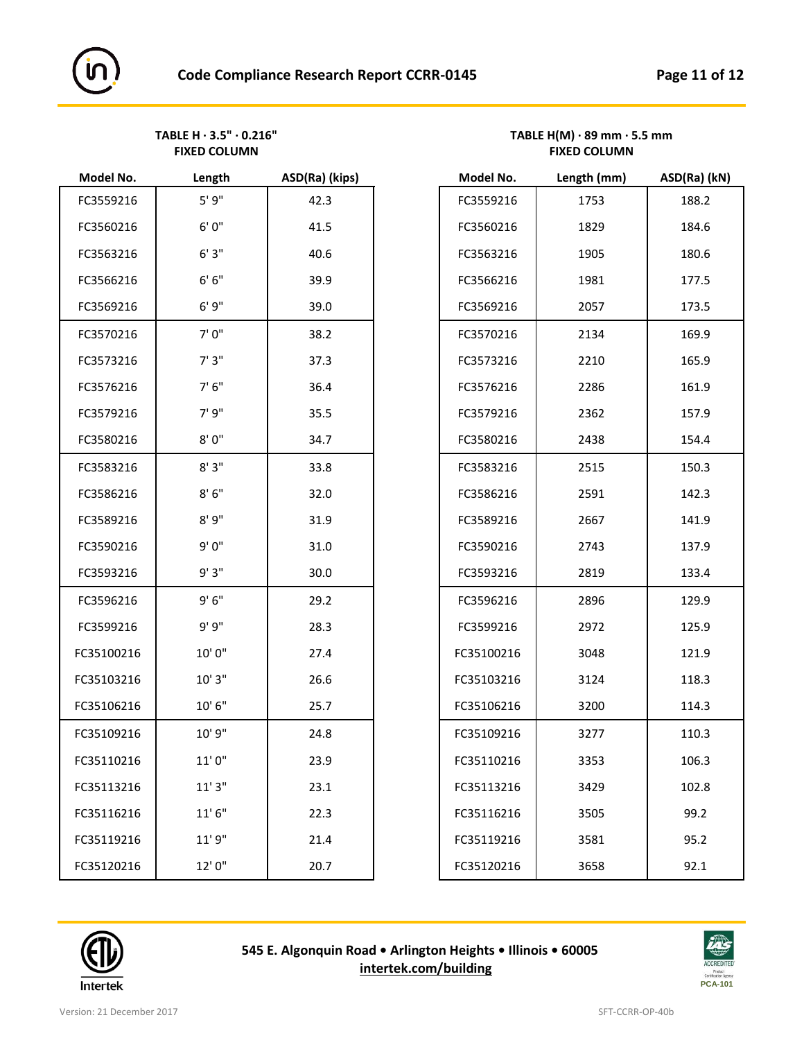**TABLE H · 3.5" · 0.216"**
**FIXED COLUMN**

| Model No. | Length | ASD(Ra) (kips) |
|---|---|---|
| FC3559216 | 5' 9" | 42.3 |
| FC3560216 | 6' 0" | 41.5 |
| FC3563216 | 6' 3" | 40.6 |
| FC3566216 | 6' 6" | 39.9 |
| FC3569216 | 6' 9" | 39.0 |
| FC3570216 | 7' 0" | 38.2 |
| FC3573216 | 7' 3" | 37.3 |
| FC3576216 | 7' 6" | 36.4 |
| FC3579216 | 7' 9" | 35.5 |
| FC3580216 | 8' 0" | 34.7 |
| FC3583216 | 8' 3" | 33.8 |
| FC3586216 | 8' 6" | 32.0 |
| FC3589216 | 8' 9" | 31.9 |
| FC3590216 | 9' 0" | 31.0 |
| FC3593216 | 9' 3" | 30.0 |
| FC3596216 | 9' 6" | 29.2 |
| FC3599216 | 9' 9" | 28.3 |
| FC35100216 | 10' 0" | 27.4 |
| FC35103216 | 10' 3" | 26.6 |
| FC35106216 | 10' 6" | 25.7 |
| FC35109216 | 10' 9" | 24.8 |
| FC35110216 | 11' 0" | 23.9 |
| FC35113216 | 11' 3" | 23.1 |
| FC35116216 | 11' 6" | 22.3 |
| FC35119216 | 11' 9" | 21.4 |
| FC35120216 | 12' 0" | 20.7 |

**TABLE H(M) · 89 mm · 5.5 mm**
**FIXED COLUMN**

| Model No. | Length (mm) | ASD(Ra) (kN) |
|---|---|---|
| FC3559216 | 1753 | 188.2 |
| FC3560216 | 1829 | 184.6 |
| FC3563216 | 1905 | 180.6 |
| FC3566216 | 1981 | 177.5 |
| FC3569216 | 2057 | 173.5 |
| FC3570216 | 2134 | 169.9 |
| FC3573216 | 2210 | 165.9 |
| FC3576216 | 2286 | 161.9 |
| FC3579216 | 2362 | 157.9 |
| FC3580216 | 2438 | 154.4 |
| FC3583216 | 2515 | 150.3 |
| FC3586216 | 2591 | 142.3 |
| FC3589216 | 2667 | 141.9 |
| FC3590216 | 2743 | 137.9 |
| FC3593216 | 2819 | 133.4 |
| FC3596216 | 2896 | 129.9 |
| FC3599216 | 2972 | 125.9 |
| FC35100216 | 3048 | 121.9 |
| FC35103216 | 3124 | 118.3 |
| FC35106216 | 3200 | 114.3 |
| FC35109216 | 3277 | 110.3 |
| FC35110216 | 3353 | 106.3 |
| FC35113216 | 3429 | 102.8 |
| FC35116216 | 3505 | 99.2 |
| FC35119216 | 3581 | 95.2 |
| FC35120216 | 3658 | 92.1 |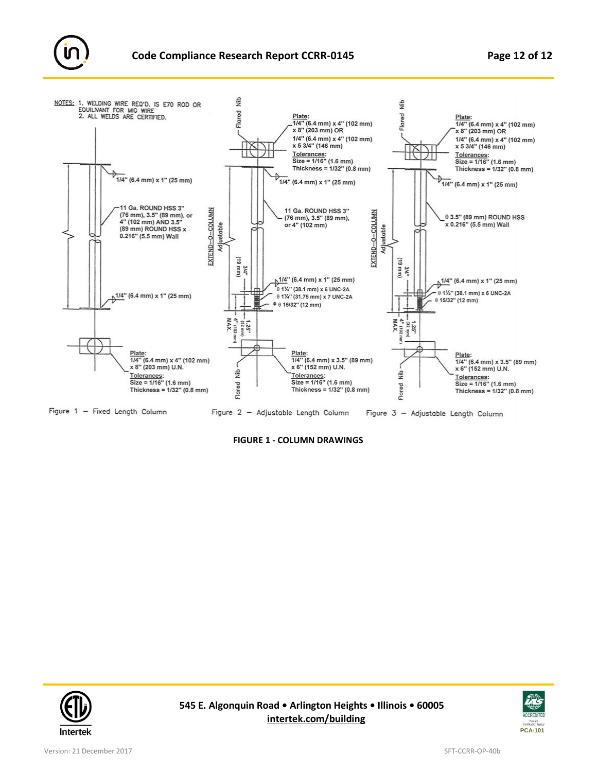NOTES: 1. WELDING WIRE REQ'D. IS E70 ROD OR EQUILVANT FOR MIG WIRE
2. ALL WELDS ARE CERTIFIED.

1/4" (6.4 mm) x 1" (25 mm)

11 Ga. ROUND HSS 3" (76 mm), 3.5" (89 mm), or 4" (102 mm) AND 3.5" (89 mm) ROUND HSS x 0.216" (5.5 mm) Wall

1/4" (6.4 mm) x 1" (25 mm)

Plate:
1/4" (6.4 mm) x 4" (102 mm) x 8" (203 mm) U.N.
Tolerances:
Size = 1/16" (1.6 mm)
Thickness = 1/32" (0.8 mm)

Figure 1 – Fixed Length Column

Flared Nib

Plate:
1/4" (6.4 mm) x 4" (102 mm) x 8" (203 mm) OR
1/4" (6.4 mm) x 4" (102 mm) x 5 3/4" (146 mm)
Tolerances:
Size = 1/16" (1.6 mm)
Thickness = 1/32" (0.8 mm)

1/4" (6.4 mm) x 1" (25 mm)

11 Ga. ROUND HSS 3" (76 mm), 3.5" (89 mm), or 4" (102 mm)

EXTEND–O–COLUMN
Adjustable

3/4" (19 mm)

1/4" (6.4 mm) x 1" (25 mm)
θ 1½" (38.1 mm) x 6 UNC-2A
θ 1¼" (31.75 mm) x 7 UNC-2A
θ 15/32" (12 mm)

4" (102 mm) MAX.
1.25" (32 mm)

Plate:
1/4" (6.4 mm) x 3.5" (89 mm) x 6" (152 mm) U.N.
Tolerances:
Size = 1/16" (1.6 mm)
Thickness = 1/32" (0.8 mm)

Flared Nib

Figure 2 – Adjustable Length Column

Flared Nib

Plate:
1/4" (6.4 mm) x 4" (102 mm) x 8" (203 mm) OR
1/4" (6.4 mm) x 4" (102 mm) x 5 3/4" (146 mm)
Tolerances:
Size = 1/16" (1.6 mm)
Thickness = 1/32" (0.8 mm)

1/4" (6.4 mm) x 1" (25 mm)

θ 3.5" (89 mm) ROUND HSS x 0.216" (5.5 mm) Wall

EXTEND–O–COLUMN
Adjustable

3/4" (19 mm)

1/4" (6.4 mm) x 1" (25 mm)
θ 1½" (38.1 mm) x 6 UNC-2A
θ 15/32" (12 mm)

4" (102 mm) MAX.
1.25" (32 mm)

Plate:
1/4" (6.4 mm) x 3.5" (89 mm) x 6" (152 mm) U.N.
Tolerances:
Size = 1/16" (1.6 mm)
Thickness = 1/32" (0.8 mm)

Flared Nib

Figure 3 – Adjustable Length Column

**FIGURE 1 - COLUMN DRAWINGS**